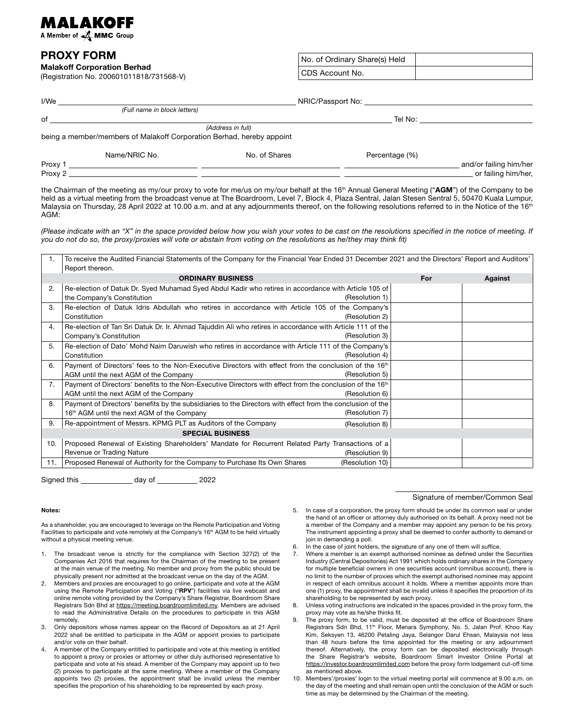**MALAKOFF**
A Member of MMC Group

# PROXY FORM

**Malakoff Corporation Berhad**
(Registration No. 200601011818/731568-V)

| No. of Ordinary Share(s) Held | |
|---|---|
| CDS Account No. | |

I/We ______________________________ NRIC/Passport No: ______________________________
*(Full name in block letters)*

of ______________________________ Tel No: ______________________________
*(Address in full)*

being a member/members of Malakoff Corporation Berhad, hereby appoint

| | Name/NRIC No. | No. of Shares | Percentage (%) | |
|---|---|---|---|---|
| Proxy 1 | | | | and/or failing him/her |
| Proxy 2 | | | | or failing him/her, |

the Chairman of the meeting as my/our proxy to vote for me/us on my/our behalf at the 16th Annual General Meeting ("**AGM**") of the Company to be held as a virtual meeting from the broadcast venue at The Boardroom, Level 7, Block 4, Plaza Sentral, Jalan Stesen Sentral 5, 50470 Kuala Lumpur, Malaysia on Thursday, 28 April 2022 at 10.00 a.m. and at any adjournments thereof, on the following resolutions referred to in the Notice of the 16th AGM:

*(Please indicate with an "X" in the space provided below how you wish your votes to be cast on the resolutions specified in the notice of meeting. If you do not do so, the proxy/proxies will vote or abstain from voting on the resolutions as he/they may think fit)*

| | | | |
|---|---|---|---|
| 1. | To receive the Audited Financial Statements of the Company for the Financial Year Ended 31 December 2021 and the Directors' Report and Auditors' Report thereon. | | |
| | **ORDINARY BUSINESS** | **For** | **Against** |
| 2. | Re-election of Datuk Dr. Syed Muhamad Syed Abdul Kadir who retires in accordance with Article 105 of the Company's Constitution (Resolution 1) | | |
| 3. | Re-election of Datuk Idris Abdullah who retires in accordance with Article 105 of the Company's Constitution (Resolution 2) | | |
| 4. | Re-election of Tan Sri Datuk Dr. Ir. Ahmad Tajuddin Ali who retires in accordance with Article 111 of the Company's Constitution (Resolution 3) | | |
| 5. | Re-election of Dato' Mohd Naim Daruwish who retires in accordance with Article 111 of the Company's Constitution (Resolution 4) | | |
| 6. | Payment of Directors' fees to the Non-Executive Directors with effect from the conclusion of the 16th AGM until the next AGM of the Company (Resolution 5) | | |
| 7. | Payment of Directors' benefits to the Non-Executive Directors with effect from the conclusion of the 16th AGM until the next AGM of the Company (Resolution 6) | | |
| 8. | Payment of Directors' benefits by the subsidiaries to the Directors with effect from the conclusion of the 16th AGM until the next AGM of the Company (Resolution 7) | | |
| 9. | Re-appointment of Messrs. KPMG PLT as Auditors of the Company (Resolution 8) | | |
| | **SPECIAL BUSINESS** | | |
| 10. | Proposed Renewal of Existing Shareholders' Mandate for Recurrent Related Party Transactions of a Revenue or Trading Nature (Resolution 9) | | |
| 11. | Proposed Renewal of Authority for the Company to Purchase Its Own Shares (Resolution 10) | | |

Signed this ____________ day of __________ 2022

______________________________
Signature of member/Common Seal

**Notes:**

As a shareholder, you are encouraged to leverage on the Remote Participation and Voting Facilities to participate and vote remotely at the Company's 16th AGM to be held virtually without a physical meeting venue.

1. The broadcast venue is strictly for the compliance with Section 327(2) of the Companies Act 2016 that requires for the Chairman of the meeting to be present at the main venue of the meeting. No member and proxy from the public should be physically present nor admitted at the broadcast venue on the day of the AGM.
2. Members and proxies are encouraged to go online, participate and vote at the AGM using the Remote Participation and Voting ("**RPV**") facilities via live webcast and online remote voting provided by the Company's Share Registrar, Boardroom Share Registrars Sdn Bhd at https://meeting.boardroomlimited.my. Members are advised to read the Administrative Details on the procedures to participate in this AGM remotely.
3. Only depositors whose names appear on the Record of Depositors as at 21 April 2022 shall be entitled to participate in the AGM or appoint proxies to participate and/or vote on their behalf.
4. A member of the Company entitled to participate and vote at this meeting is entitled to appoint a proxy or proxies or attorney or other duly authorised representative to participate and vote at his stead. A member of the Company may appoint up to two (2) proxies to participate at the same meeting. Where a member of the Company appoints two (2) proxies, the appointment shall be invalid unless the member specifies the proportion of his shareholding to be represented by each proxy.
5. In case of a corporation, the proxy form should be under its common seal or under the hand of an officer or attorney duly authorised on its behalf. A proxy need not be a member of the Company and a member may appoint any person to be his proxy. The instrument appointing a proxy shall be deemed to confer authority to demand or join in demanding a poll.
6. In the case of joint holders, the signature of any one of them will suffice.
7. Where a member is an exempt authorised nominee as defined under the Securities Industry (Central Depositories) Act 1991 which holds ordinary shares in the Company for multiple beneficial owners in one securities account (omnibus account), there is no limit to the number of proxies which the exempt authorised nominee may appoint in respect of each omnibus account it holds. Where a member appoints more than one (1) proxy, the appointment shall be invalid unless it specifies the proportion of its shareholding to be represented by each proxy.
8. Unless voting instructions are indicated in the spaces provided in the proxy form, the proxy may vote as he/she thinks fit.
9. The proxy form, to be valid, must be deposited at the office of Boardroom Share Registrars Sdn Bhd, 11th Floor, Menara Symphony, No. 5, Jalan Prof. Khoo Kay Kim, Seksyen 13, 46200 Petaling Jaya, Selangor Darul Ehsan, Malaysia not less than 48 hours before the time appointed for the meeting or any adjournment thereof. Alternatively, the proxy form can be deposited electronically through the Share Registrar's website, Boardroom Smart Investor Online Portal at https://investor.boardroomlimited.com before the proxy form lodgement cut-off time as mentioned above.
10. Members'/proxies' login to the virtual meeting portal will commence at 9.00 a.m. on the day of the meeting and shall remain open until the conclusion of the AGM or such time as may be determined by the Chairman of the meeting.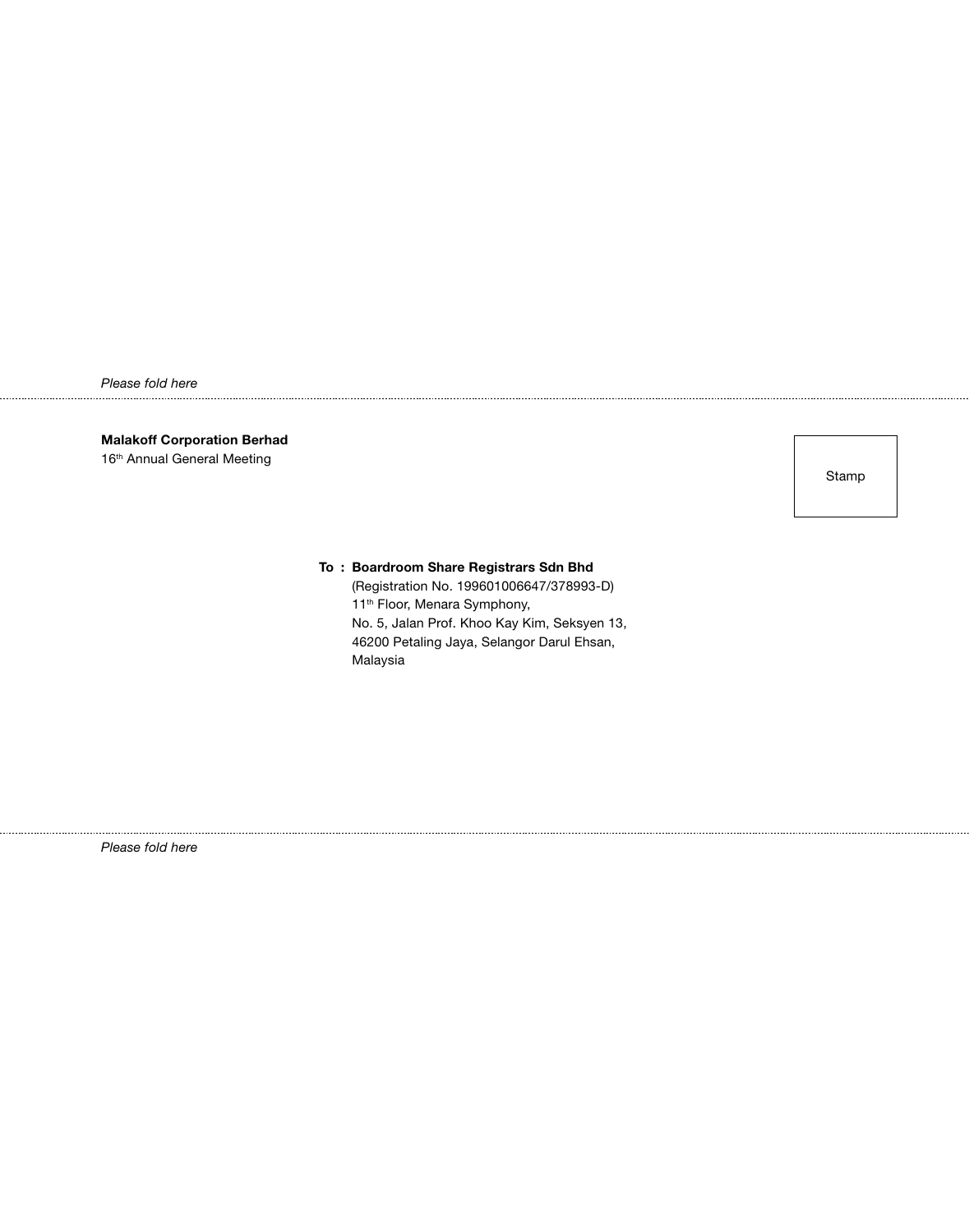*Please fold here*

**Malakoff Corporation Berhad**
16th Annual General Meeting

Stamp

**To : Boardroom Share Registrars Sdn Bhd**
(Registration No. 199601006647/378993-D)
11th Floor, Menara Symphony,
No. 5, Jalan Prof. Khoo Kay Kim, Seksyen 13,
46200 Petaling Jaya, Selangor Darul Ehsan,
Malaysia

*Please fold here*